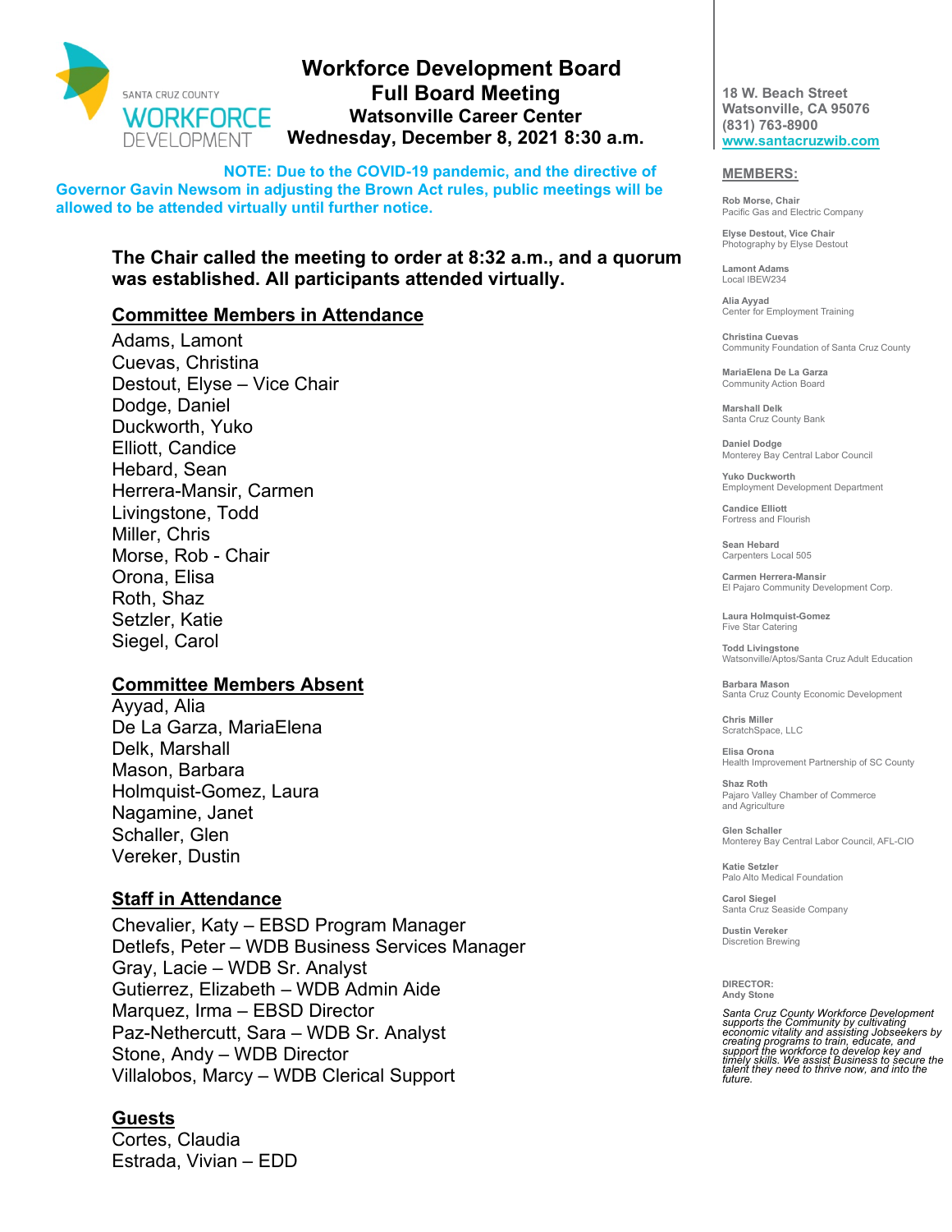SANTA CRUZ COUNTY WORKFORCE DEVELOPMENT

# Workforce Development Board
## Full Board Meeting
### Watsonville Career Center
### Wednesday, December 8, 2021 8:30 a.m.

**NOTE: Due to the COVID-19 pandemic, and the directive of Governor Gavin Newsom in adjusting the Brown Act rules, public meetings will be allowed to be attended virtually until further notice.**

**The Chair called the meeting to order at 8:32 a.m., and a quorum was established. All participants attended virtually.**

**Committee Members in Attendance**

Adams, Lamont
Cuevas, Christina
Destout, Elyse – Vice Chair
Dodge, Daniel
Duckworth, Yuko
Elliott, Candice
Hebard, Sean
Herrera-Mansir, Carmen
Livingstone, Todd
Miller, Chris
Morse, Rob - Chair
Orona, Elisa
Roth, Shaz
Setzler, Katie
Siegel, Carol

**Committee Members Absent**

Ayyad, Alia
De La Garza, MariaElena
Delk, Marshall
Mason, Barbara
Holmquist-Gomez, Laura
Nagamine, Janet
Schaller, Glen
Vereker, Dustin

**Staff in Attendance**

Chevalier, Katy – EBSD Program Manager
Detlefs, Peter – WDB Business Services Manager
Gray, Lacie – WDB Sr. Analyst
Gutierrez, Elizabeth – WDB Admin Aide
Marquez, Irma – EBSD Director
Paz-Nethercutt, Sara – WDB Sr. Analyst
Stone, Andy – WDB Director
Villalobos, Marcy – WDB Clerical Support

**Guests**

Cortes, Claudia
Estrada, Vivian – EDD

---

**18 W. Beach Street**
**Watsonville, CA 95076**
**(831) 763-8900**
**www.santacruzwib.com**

**MEMBERS:**

**Rob Morse, Chair**
Pacific Gas and Electric Company

**Elyse Destout, Vice Chair**
Photography by Elyse Destout

**Lamont Adams**
Local IBEW234

**Alia Ayyad**
Center for Employment Training

**Christina Cuevas**
Community Foundation of Santa Cruz County

**MariaElena De La Garza**
Community Action Board

**Marshall Delk**
Santa Cruz County Bank

**Daniel Dodge**
Monterey Bay Central Labor Council

**Yuko Duckworth**
Employment Development Department

**Candice Elliott**
Fortress and Flourish

**Sean Hebard**
Carpenters Local 505

**Carmen Herrera-Mansir**
El Pajaro Community Development Corp.

**Laura Holmquist-Gomez**
Five Star Catering

**Todd Livingstone**
Watsonville/Aptos/Santa Cruz Adult Education

**Barbara Mason**
Santa Cruz County Economic Development

**Chris Miller**
ScratchSpace, LLC

**Elisa Orona**
Health Improvement Partnership of SC County

**Shaz Roth**
Pajaro Valley Chamber of Commerce and Agriculture

**Glen Schaller**
Monterey Bay Central Labor Council, AFL-CIO

**Katie Setzler**
Palo Alto Medical Foundation

**Carol Siegel**
Santa Cruz Seaside Company

**Dustin Vereker**
Discretion Brewing

**DIRECTOR:**
**Andy Stone**

*Santa Cruz County Workforce Development supports the Community by cultivating economic vitality and assisting Jobseekers by creating programs to train, educate, and support the workforce to develop key and timely skills. We assist Business to secure the talent they need to thrive now, and into the future.*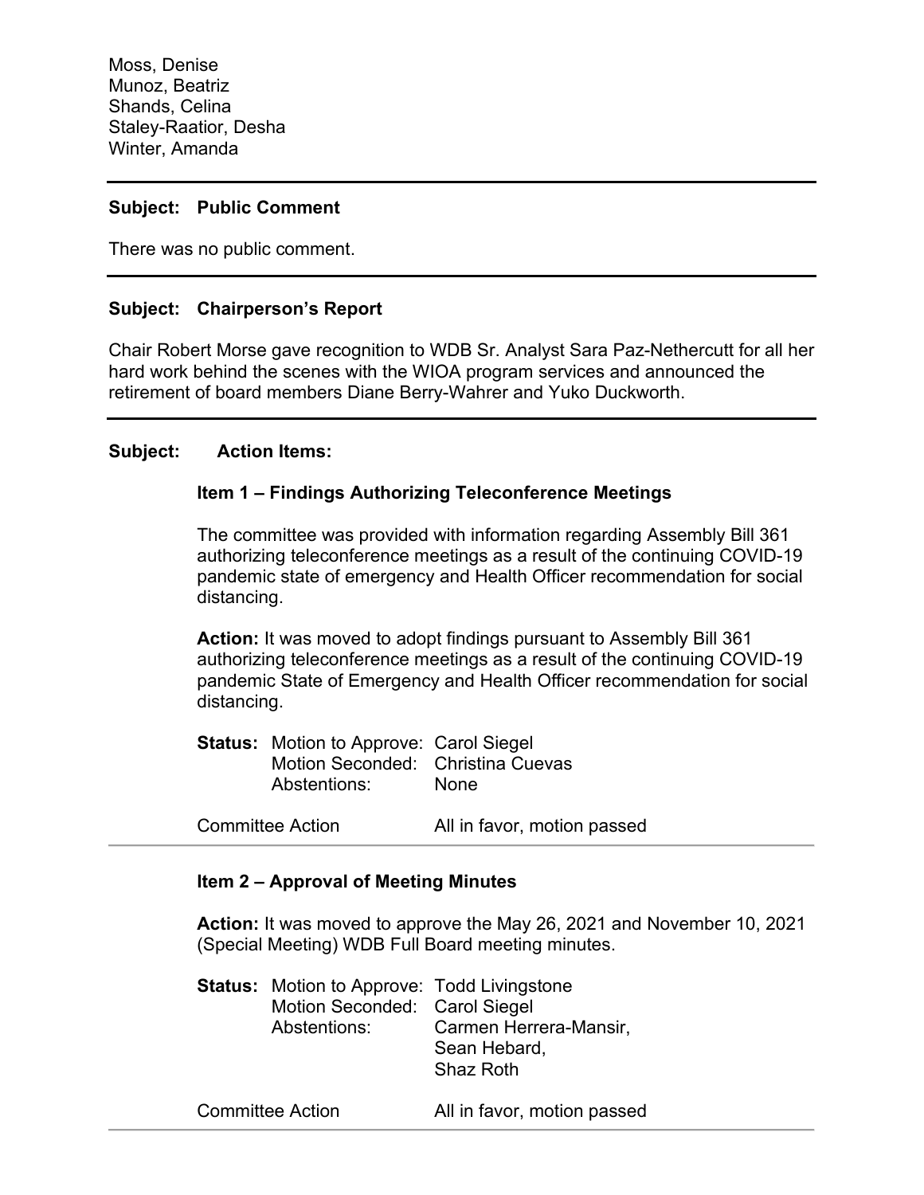Moss, Denise
Munoz, Beatriz
Shands, Celina
Staley-Raatior, Desha
Winter, Amanda

---

**Subject: Public Comment**

There was no public comment.

---

**Subject: Chairperson's Report**

Chair Robert Morse gave recognition to WDB Sr. Analyst Sara Paz-Nethercutt for all her hard work behind the scenes with the WIOA program services and announced the retirement of board members Diane Berry-Wahrer and Yuko Duckworth.

---

**Subject: Action Items:**

**Item 1 – Findings Authorizing Teleconference Meetings**

The committee was provided with information regarding Assembly Bill 361 authorizing teleconference meetings as a result of the continuing COVID-19 pandemic state of emergency and Health Officer recommendation for social distancing.

**Action:** It was moved to adopt findings pursuant to Assembly Bill 361 authorizing teleconference meetings as a result of the continuing COVID-19 pandemic State of Emergency and Health Officer recommendation for social distancing.

**Status:** Motion to Approve: Carol Siegel
Motion Seconded: Christina Cuevas
Abstentions: None

Committee Action: All in favor, motion passed

---

**Item 2 – Approval of Meeting Minutes**

**Action:** It was moved to approve the May 26, 2021 and November 10, 2021 (Special Meeting) WDB Full Board meeting minutes.

**Status:** Motion to Approve: Todd Livingstone
Motion Seconded: Carol Siegel
Abstentions: Carmen Herrera-Mansir, Sean Hebard, Shaz Roth

Committee Action: All in favor, motion passed

---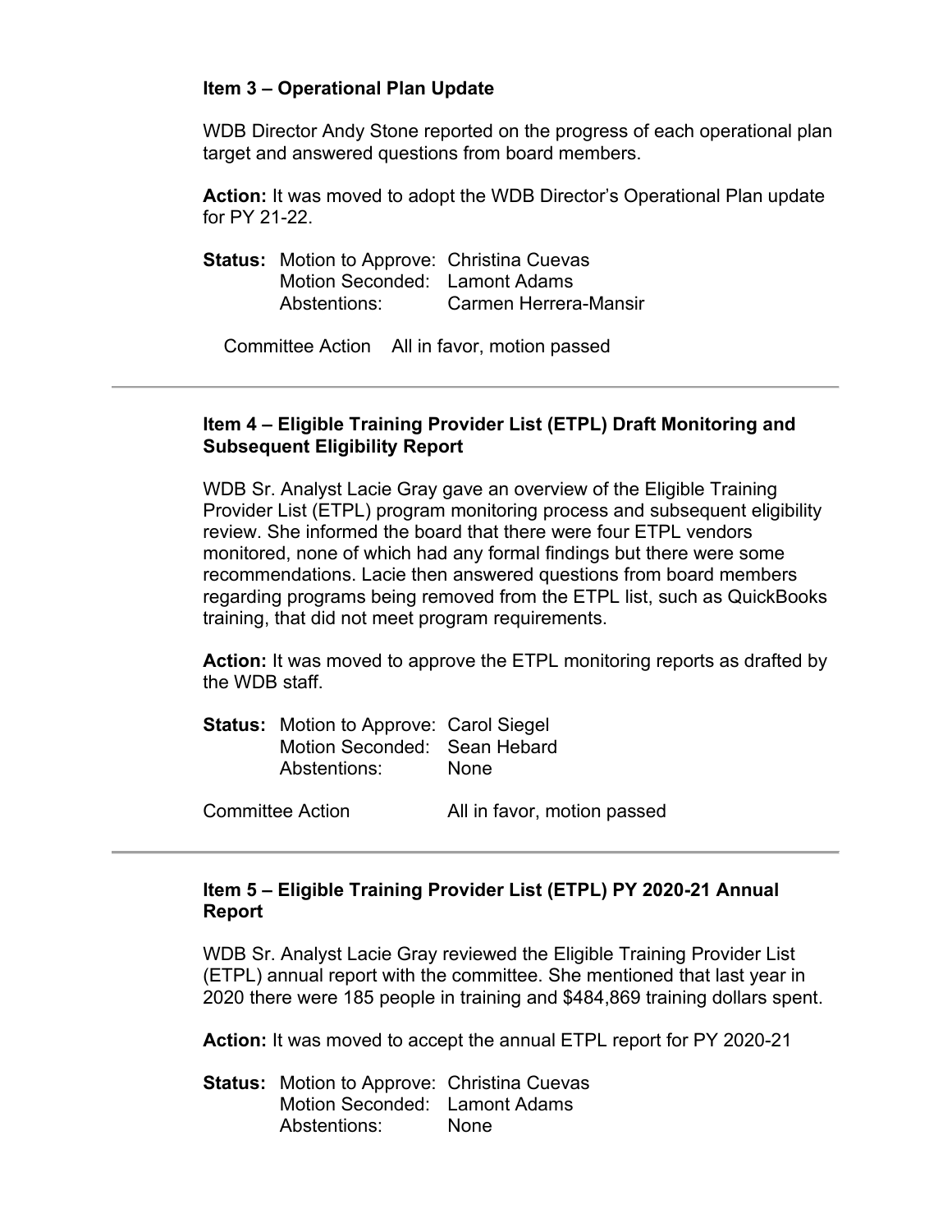**Item 3 – Operational Plan Update**

WDB Director Andy Stone reported on the progress of each operational plan target and answered questions from board members.

**Action:** It was moved to adopt the WDB Director's Operational Plan update for PY 21-22.

**Status:** Motion to Approve: Christina Cuevas
Motion Seconded: Lamont Adams
Abstentions: Carmen Herrera-Mansir

Committee Action All in favor, motion passed

---

**Item 4 – Eligible Training Provider List (ETPL) Draft Monitoring and Subsequent Eligibility Report**

WDB Sr. Analyst Lacie Gray gave an overview of the Eligible Training Provider List (ETPL) program monitoring process and subsequent eligibility review. She informed the board that there were four ETPL vendors monitored, none of which had any formal findings but there were some recommendations. Lacie then answered questions from board members regarding programs being removed from the ETPL list, such as QuickBooks training, that did not meet program requirements.

**Action:** It was moved to approve the ETPL monitoring reports as drafted by the WDB staff.

**Status:** Motion to Approve: Carol Siegel
Motion Seconded: Sean Hebard
Abstentions: None

Committee Action All in favor, motion passed

---

**Item 5 – Eligible Training Provider List (ETPL) PY 2020-21 Annual Report**

WDB Sr. Analyst Lacie Gray reviewed the Eligible Training Provider List (ETPL) annual report with the committee. She mentioned that last year in 2020 there were 185 people in training and $484,869 training dollars spent.

**Action:** It was moved to accept the annual ETPL report for PY 2020-21

**Status:** Motion to Approve: Christina Cuevas
Motion Seconded: Lamont Adams
Abstentions: None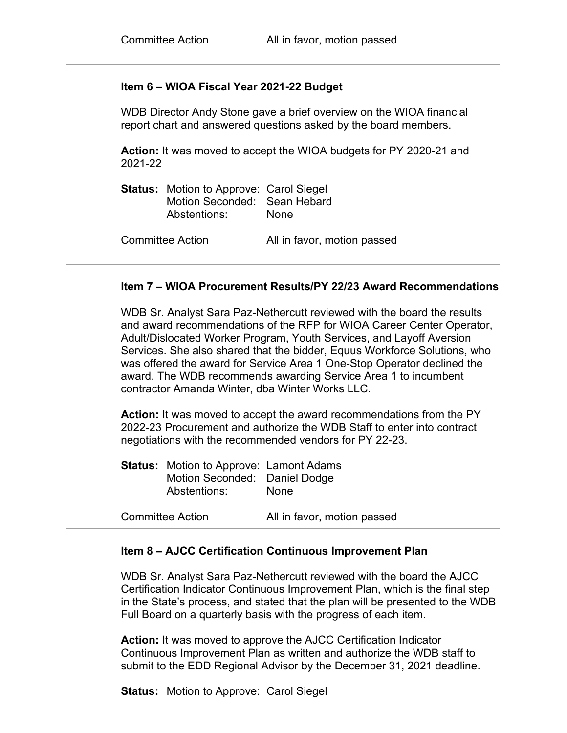Committee Action	All in favor, motion passed

---

**Item 6 – WIOA Fiscal Year 2021-22 Budget**

WDB Director Andy Stone gave a brief overview on the WIOA financial report chart and answered questions asked by the board members.

**Action:** It was moved to accept the WIOA budgets for PY 2020-21 and 2021-22

**Status:** Motion to Approve: Carol Siegel
Motion Seconded: Sean Hebard
Abstentions: None

Committee Action	All in favor, motion passed

---

**Item 7 – WIOA Procurement Results/PY 22/23 Award Recommendations**

WDB Sr. Analyst Sara Paz-Nethercutt reviewed with the board the results and award recommendations of the RFP for WIOA Career Center Operator, Adult/Dislocated Worker Program, Youth Services, and Layoff Aversion Services. She also shared that the bidder, Equus Workforce Solutions, who was offered the award for Service Area 1 One-Stop Operator declined the award. The WDB recommends awarding Service Area 1 to incumbent contractor Amanda Winter, dba Winter Works LLC.

**Action:** It was moved to accept the award recommendations from the PY 2022-23 Procurement and authorize the WDB Staff to enter into contract negotiations with the recommended vendors for PY 22-23.

**Status:** Motion to Approve: Lamont Adams
Motion Seconded: Daniel Dodge
Abstentions: None

Committee Action	All in favor, motion passed

---

**Item 8 – AJCC Certification Continuous Improvement Plan**

WDB Sr. Analyst Sara Paz-Nethercutt reviewed with the board the AJCC Certification Indicator Continuous Improvement Plan, which is the final step in the State's process, and stated that the plan will be presented to the WDB Full Board on a quarterly basis with the progress of each item.

**Action:** It was moved to approve the AJCC Certification Indicator Continuous Improvement Plan as written and authorize the WDB staff to submit to the EDD Regional Advisor by the December 31, 2021 deadline.

**Status:** Motion to Approve: Carol Siegel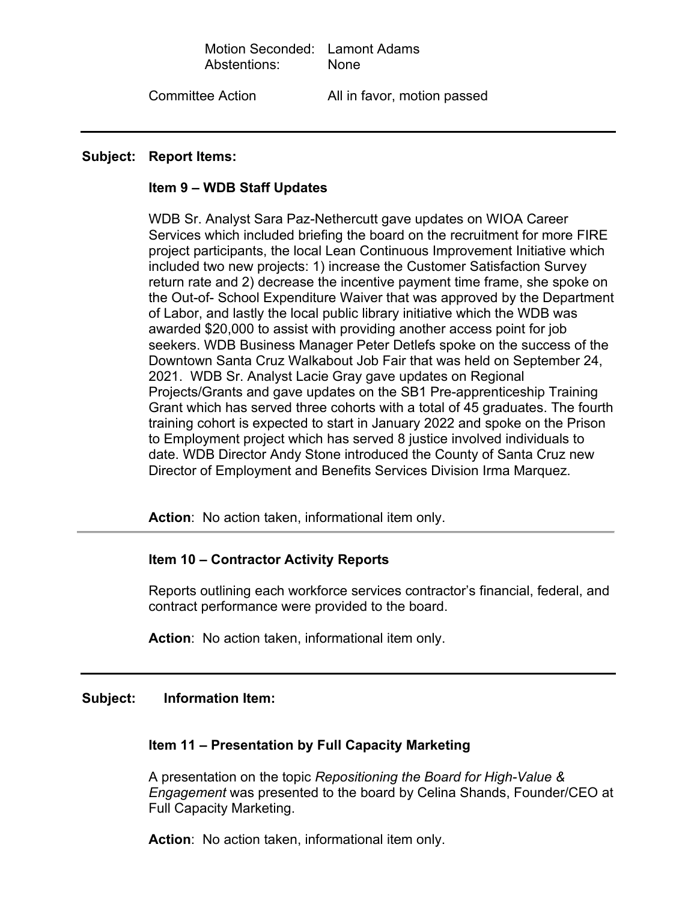Motion Seconded: Lamont Adams
Abstentions: None

Committee Action: All in favor, motion passed

---

**Subject: Report Items:**

**Item 9 – WDB Staff Updates**

WDB Sr. Analyst Sara Paz-Nethercutt gave updates on WIOA Career Services which included briefing the board on the recruitment for more FIRE project participants, the local Lean Continuous Improvement Initiative which included two new projects: 1) increase the Customer Satisfaction Survey return rate and 2) decrease the incentive payment time frame, she spoke on the Out-of- School Expenditure Waiver that was approved by the Department of Labor, and lastly the local public library initiative which the WDB was awarded $20,000 to assist with providing another access point for job seekers. WDB Business Manager Peter Detlefs spoke on the success of the Downtown Santa Cruz Walkabout Job Fair that was held on September 24, 2021. WDB Sr. Analyst Lacie Gray gave updates on Regional Projects/Grants and gave updates on the SB1 Pre-apprenticeship Training Grant which has served three cohorts with a total of 45 graduates. The fourth training cohort is expected to start in January 2022 and spoke on the Prison to Employment project which has served 8 justice involved individuals to date. WDB Director Andy Stone introduced the County of Santa Cruz new Director of Employment and Benefits Services Division Irma Marquez.

**Action**: No action taken, informational item only.

---

**Item 10 – Contractor Activity Reports**

Reports outlining each workforce services contractor's financial, federal, and contract performance were provided to the board.

**Action**: No action taken, informational item only.

---

**Subject: Information Item:**

**Item 11 – Presentation by Full Capacity Marketing**

A presentation on the topic *Repositioning the Board for High-Value & Engagement* was presented to the board by Celina Shands, Founder/CEO at Full Capacity Marketing.

**Action**: No action taken, informational item only.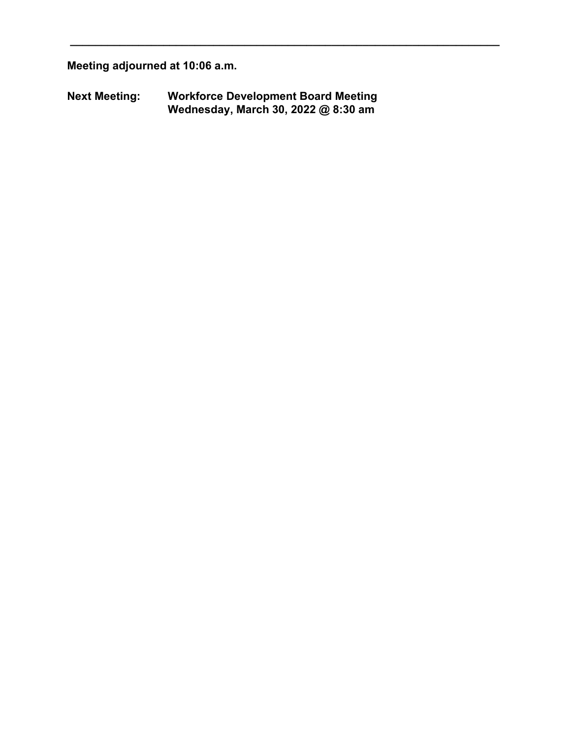---

**Meeting adjourned at 10:06 a.m.**

**Next Meeting:** **Workforce Development Board Meeting**
**Wednesday, March 30, 2022 @ 8:30 am**